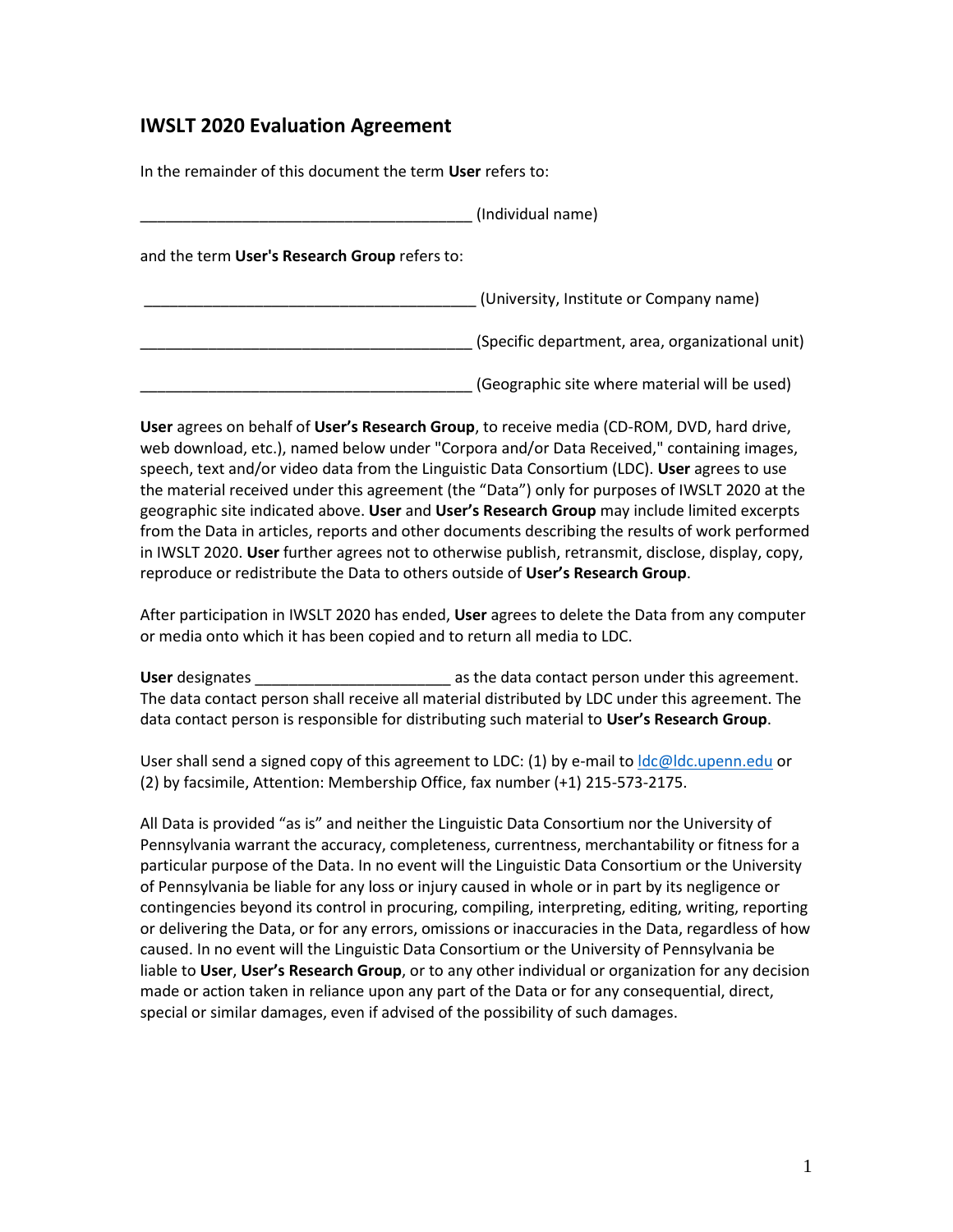## IWSLT 2020 Evaluation Agreement

In the remainder of this document the term **User** refers to:

_______________________________________ (Individual name)

and the term **User's Research Group** refers to:

_______________________________________ (University, Institute or Company name)

_______________________________________ (Specific department, area, organizational unit)

_______________________________________ (Geographic site where material will be used)

**User** agrees on behalf of **User's Research Group**, to receive media (CD-ROM, DVD, hard drive, web download, etc.), named below under "Corpora and/or Data Received," containing images, speech, text and/or video data from the Linguistic Data Consortium (LDC). **User** agrees to use the material received under this agreement (the "Data") only for purposes of IWSLT 2020 at the geographic site indicated above. **User** and **User's Research Group** may include limited excerpts from the Data in articles, reports and other documents describing the results of work performed in IWSLT 2020. **User** further agrees not to otherwise publish, retransmit, disclose, display, copy, reproduce or redistribute the Data to others outside of **User's Research Group**.

After participation in IWSLT 2020 has ended, **User** agrees to delete the Data from any computer or media onto which it has been copied and to return all media to LDC.

**User** designates _______________________ as the data contact person under this agreement. The data contact person shall receive all material distributed by LDC under this agreement. The data contact person is responsible for distributing such material to **User's Research Group**.

User shall send a signed copy of this agreement to LDC: (1) by e-mail to ldc@ldc.upenn.edu or (2) by facsimile, Attention: Membership Office, fax number (+1) 215-573-2175.

All Data is provided "as is" and neither the Linguistic Data Consortium nor the University of Pennsylvania warrant the accuracy, completeness, currentness, merchantability or fitness for a particular purpose of the Data. In no event will the Linguistic Data Consortium or the University of Pennsylvania be liable for any loss or injury caused in whole or in part by its negligence or contingencies beyond its control in procuring, compiling, interpreting, editing, writing, reporting or delivering the Data, or for any errors, omissions or inaccuracies in the Data, regardless of how caused. In no event will the Linguistic Data Consortium or the University of Pennsylvania be liable to **User**, **User's Research Group**, or to any other individual or organization for any decision made or action taken in reliance upon any part of the Data or for any consequential, direct, special or similar damages, even if advised of the possibility of such damages.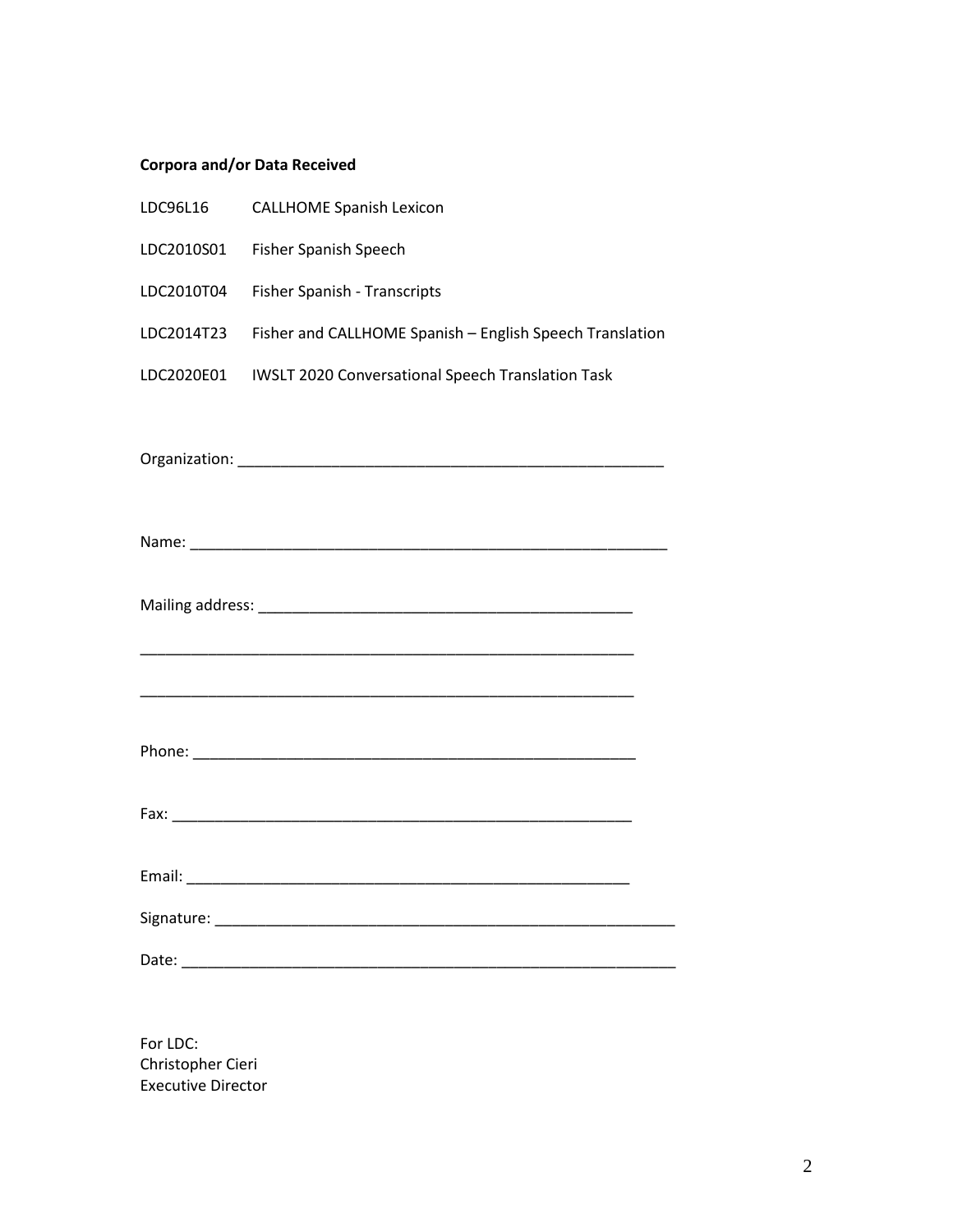**Corpora and/or Data Received**

| | |
|---|---|
| LDC96L16 | CALLHOME Spanish Lexicon |
| LDC2010S01 | Fisher Spanish Speech |
| LDC2010T04 | Fisher Spanish - Transcripts |
| LDC2014T23 | Fisher and CALLHOME Spanish – English Speech Translation |
| LDC2020E01 | IWSLT 2020 Conversational Speech Translation Task |

Organization: ____________________________________________________

Name: ____________________________________________________________

Mailing address: _____________________________________________

______________________________________________________________

______________________________________________________________

Phone: _______________________________________________________

Fax: _________________________________________________________

Email: _______________________________________________________

Signature: ___________________________________________________

Date: ________________________________________________________

For LDC:
Christopher Cieri
Executive Director